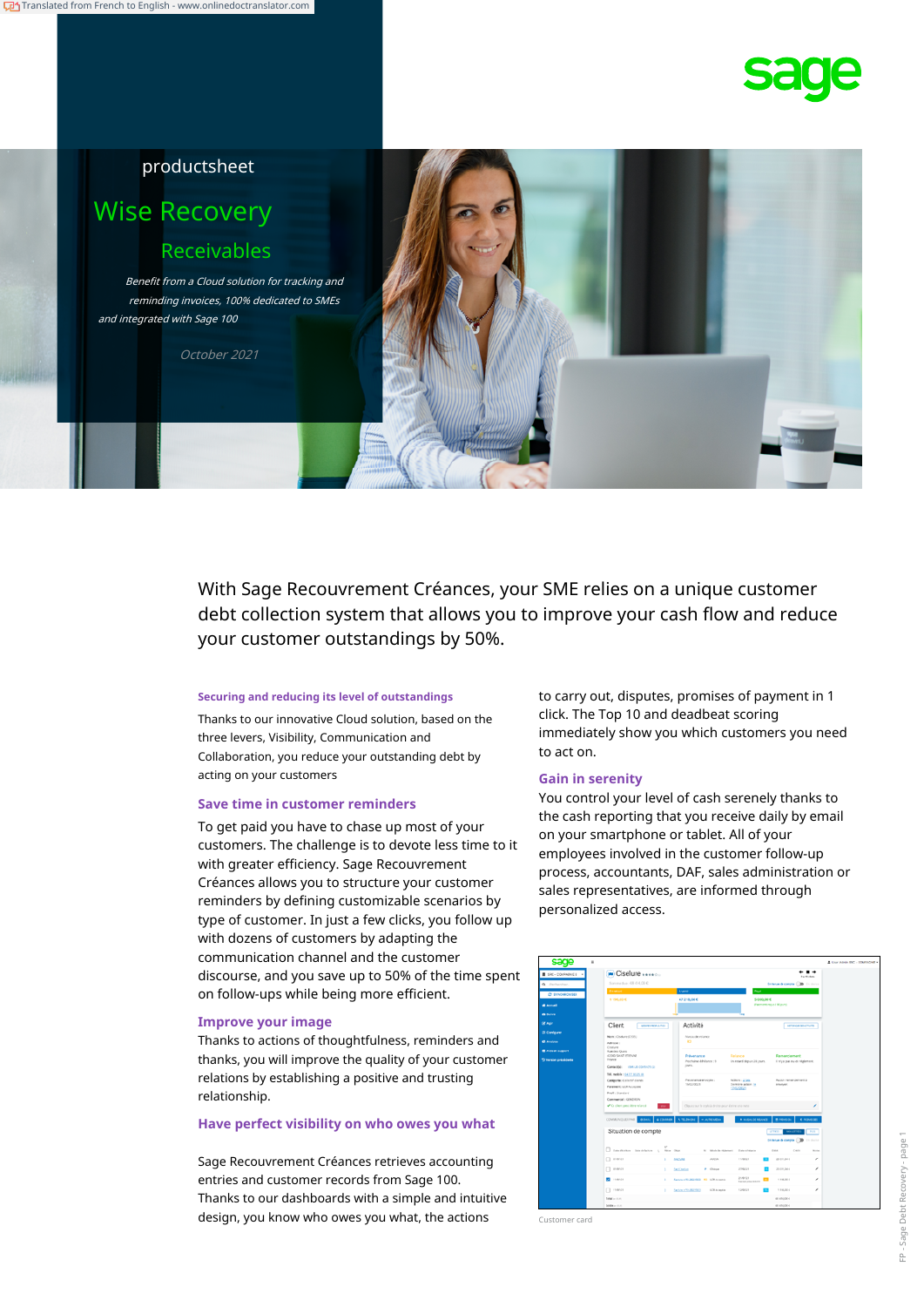productsheet

# Wise Recovery

## Receivables

*Benefit from a Cloud solution for tracking and reminding invoices, 100% dedicated to SMEs and integrated with Sage 100*

*October 2021*

With Sage Recouvrement Créances, your SME relies on a unique customer debt collection system that allows you to improve your cash flow and reduce your customer outstandings by 50%.

**Securing and reducing its level of outstandings**

Thanks to our innovative Cloud solution, based on the three levers, Visibility, Communication and Collaboration, you reduce your outstanding debt by acting on your customers

### Save time in customer reminders

To get paid you have to chase up most of your customers. The challenge is to devote less time to it with greater efficiency. Sage Recouvrement Créances allows you to structure your customer reminders by defining customizable scenarios by type of customer. In just a few clicks, you follow up with dozens of customers by adapting the communication channel and the customer discourse, and you save up to 50% of the time spent on follow-ups while being more efficient.

### Improve your image

Thanks to actions of thoughtfulness, reminders and thanks, you will improve the quality of your customer relations by establishing a positive and trusting relationship.

### Have perfect visibility on who owes you what

Sage Recouvrement Créances retrieves accounting entries and customer records from Sage 100. Thanks to our dashboards with a simple and intuitive design, you know who owes you what, the actions to carry out, disputes, promises of payment in 1 click. The Top 10 and deadbeat scoring immediately show you which customers you need to act on.

### Gain in serenity

You control your level of cash serenely thanks to the cash reporting that you receive daily by email on your smartphone or tablet. All of your employees involved in the customer follow-up process, accountants, DAF, sales administration or sales representatives, are informed through personalized access.

Customer card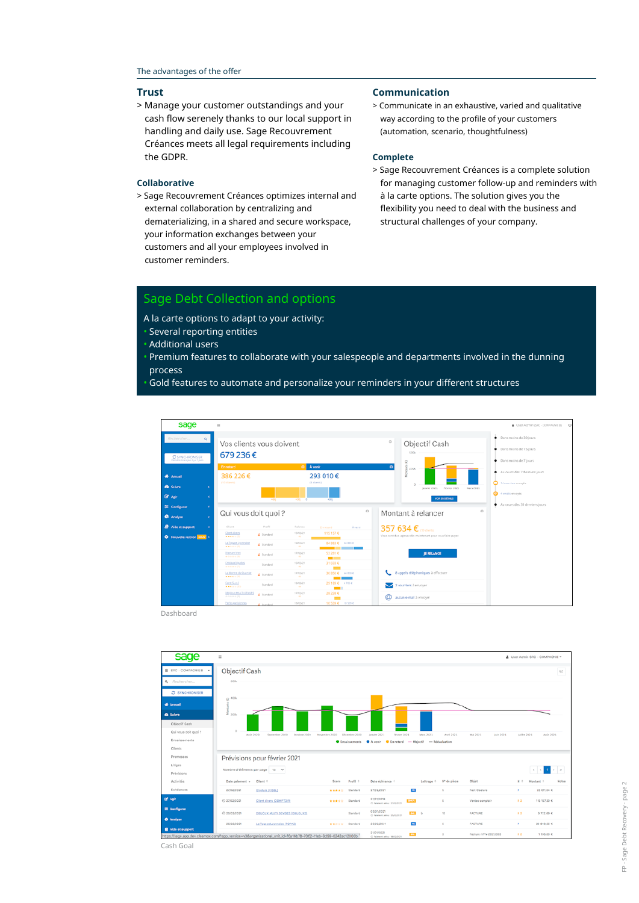The advantages of the offer

### Trust

> Manage your customer outstandings and your cash flow serenely thanks to our local support in handling and daily use. Sage Recouvrement Créances meets all legal requirements including the GDPR.

### Collaborative

> Sage Recouvrement Créances optimizes internal and external collaboration by centralizing and dematerializing, in a shared and secure workspace, your information exchanges between your customers and all your employees involved in customer reminders.

### Communication

> Communicate in an exhaustive, varied and qualitative way according to the profile of your customers (automation, scenario, thoughtfulness)

### Complete

> Sage Recouvrement Créances is a complete solution for managing customer follow-up and reminders with à la carte options. The solution gives you the flexibility you need to deal with the business and structural challenges of your company.

## Sage Debt Collection and options

A la carte options to adapt to your activity:

- Several reporting entities
- Additional users
- Premium features to collaborate with your salespeople and departments involved in the dunning process
- Gold features to automate and personalize your reminders in your different structures

Dashboard

Cash Goal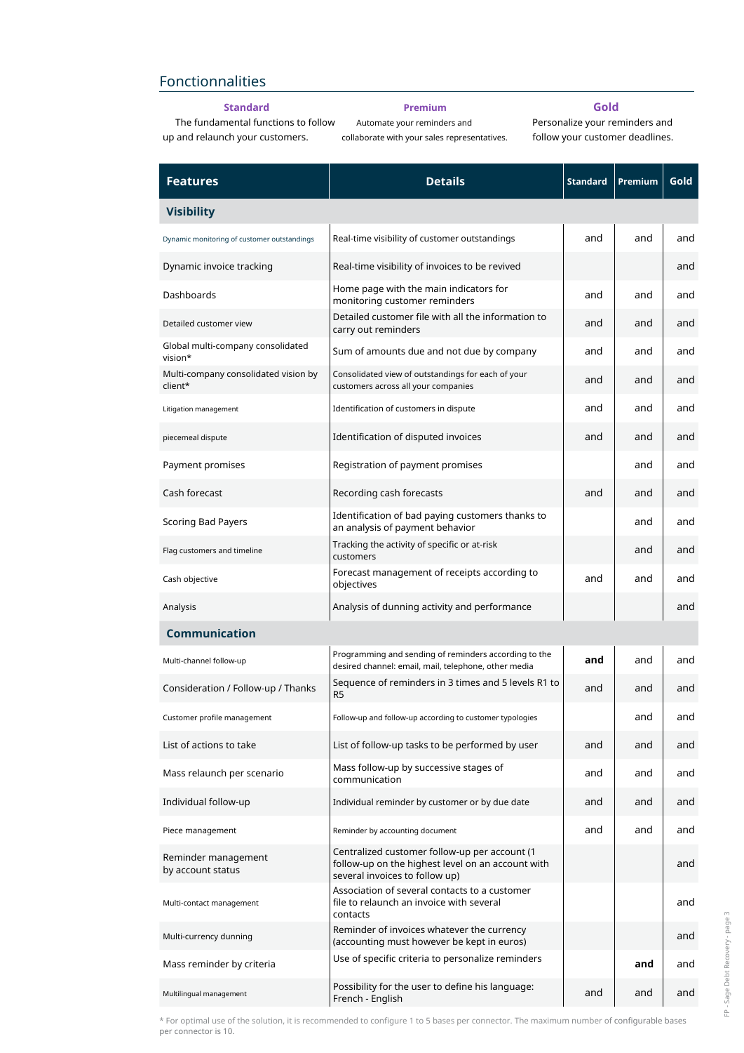## Fonctionnalities

**Standard**
The fundamental functions to follow up and relaunch your customers.

**Premium**
Automate your reminders and collaborate with your sales representatives.

**Gold**
Personalize your reminders and follow your customer deadlines.

| Features | Details | Standard | Premium | Gold |
|---|---|---|---|---|
| **Visibility** | | | | |
| Dynamic monitoring of customer outstandings | Real-time visibility of customer outstandings | and | and | and |
| Dynamic invoice tracking | Real-time visibility of invoices to be revived | | | and |
| Dashboards | Home page with the main indicators for monitoring customer reminders | and | and | and |
| Detailed customer view | Detailed customer file with all the information to carry out reminders | and | and | and |
| Global multi-company consolidated vision* | Sum of amounts due and not due by company | and | and | and |
| Multi-company consolidated vision by client* | Consolidated view of outstandings for each of your customers across all your companies | and | and | and |
| Litigation management | Identification of customers in dispute | and | and | and |
| piecemeal dispute | Identification of disputed invoices | and | and | and |
| Payment promises | Registration of payment promises | | and | and |
| Cash forecast | Recording cash forecasts | and | and | and |
| Scoring Bad Payers | Identification of bad paying customers thanks to an analysis of payment behavior | | and | and |
| Flag customers and timeline | Tracking the activity of specific or at-risk customers | | and | and |
| Cash objective | Forecast management of receipts according to objectives | and | and | and |
| Analysis | Analysis of dunning activity and performance | | | and |
| **Communication** | | | | |
| Multi-channel follow-up | Programming and sending of reminders according to the desired channel: email, mail, telephone, other media | **and** | and | and |
| Consideration / Follow-up / Thanks | Sequence of reminders in 3 times and 5 levels R1 to R5 | and | and | and |
| Customer profile management | Follow-up and follow-up according to customer typologies | | and | and |
| List of actions to take | List of follow-up tasks to be performed by user | and | and | and |
| Mass relaunch per scenario | Mass follow-up by successive stages of communication | and | and | and |
| Individual follow-up | Individual reminder by customer or by due date | and | and | and |
| Piece management | Reminder by accounting document | and | and | and |
| Reminder management by account status | Centralized customer follow-up per account (1 follow-up on the highest level on an account with several invoices to follow up) | | | and |
| Multi-contact management | Association of several contacts to a customer file to relaunch an invoice with several contacts | | | and |
| Multi-currency dunning | Reminder of invoices whatever the currency (accounting must however be kept in euros) | | | and |
| Mass reminder by criteria | Use of specific criteria to personalize reminders | | **and** | and |
| Multilingual management | Possibility for the user to define his language: French - English | and | and | and |

* For optimal use of the solution, it is recommended to configure 1 to 5 bases per connector. The maximum number of configurable bases per connector is 10.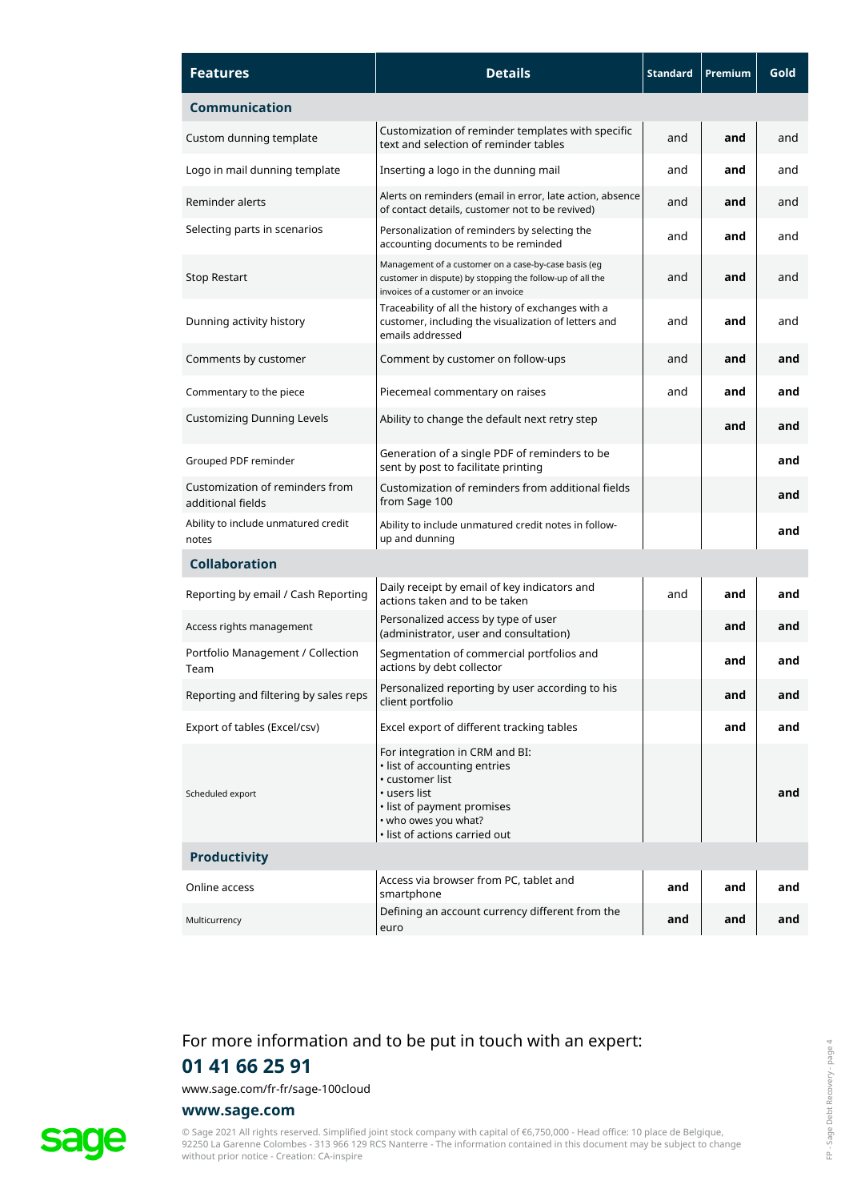| Features | Details | Standard | Premium | Gold |
|---|---|---|---|---|
| **Communication** | | | | |
| Custom dunning template | Customization of reminder templates with specific text and selection of reminder tables | and | **and** | and |
| Logo in mail dunning template | Inserting a logo in the dunning mail | and | **and** | and |
| Reminder alerts | Alerts on reminders (email in error, late action, absence of contact details, customer not to be revived) | and | **and** | and |
| Selecting parts in scenarios | Personalization of reminders by selecting the accounting documents to be reminded | and | **and** | and |
| Stop Restart | Management of a customer on a case-by-case basis (eg customer in dispute) by stopping the follow-up of all the invoices of a customer or an invoice | and | **and** | and |
| Dunning activity history | Traceability of all the history of exchanges with a customer, including the visualization of letters and emails addressed | and | **and** | and |
| Comments by customer | Comment by customer on follow-ups | and | **and** | **and** |
| Commentary to the piece | Piecemeal commentary on raises | and | **and** | **and** |
| Customizing Dunning Levels | Ability to change the default next retry step | | **and** | **and** |
| Grouped PDF reminder | Generation of a single PDF of reminders to be sent by post to facilitate printing | | | **and** |
| Customization of reminders from additional fields | Customization of reminders from additional fields from Sage 100 | | | **and** |
| Ability to include unmatured credit notes | Ability to include unmatured credit notes in follow-up and dunning | | | **and** |
| **Collaboration** | | | | |
| Reporting by email / Cash Reporting | Daily receipt by email of key indicators and actions taken and to be taken | and | **and** | **and** |
| Access rights management | Personalized access by type of user (administrator, user and consultation) | | **and** | **and** |
| Portfolio Management / Collection Team | Segmentation of commercial portfolios and actions by debt collector | | **and** | **and** |
| Reporting and filtering by sales reps | Personalized reporting by user according to his client portfolio | | **and** | **and** |
| Export of tables (Excel/csv) | Excel export of different tracking tables | | **and** | **and** |
| Scheduled export | For integration in CRM and BI:<br>• list of accounting entries<br>• customer list<br>• users list<br>• list of payment promises<br>• who owes you what?<br>• list of actions carried out | | | **and** |
| **Productivity** | | | | |
| Online access | Access via browser from PC, tablet and smartphone | **and** | **and** | **and** |
| Multicurrency | Defining an account currency different from the euro | **and** | **and** | **and** |

For more information and to be put in touch with an expert:

## 01 41 66 25 91

www.sage.com/fr-fr/sage-100cloud

**www.sage.com**

sage

© Sage 2021 All rights reserved. Simplified joint stock company with capital of €6,750,000 - Head office: 10 place de Belgique, 92250 La Garenne Colombes - 313 966 129 RCS Nanterre - The information contained in this document may be subject to change without prior notice - Creation: CA-inspire